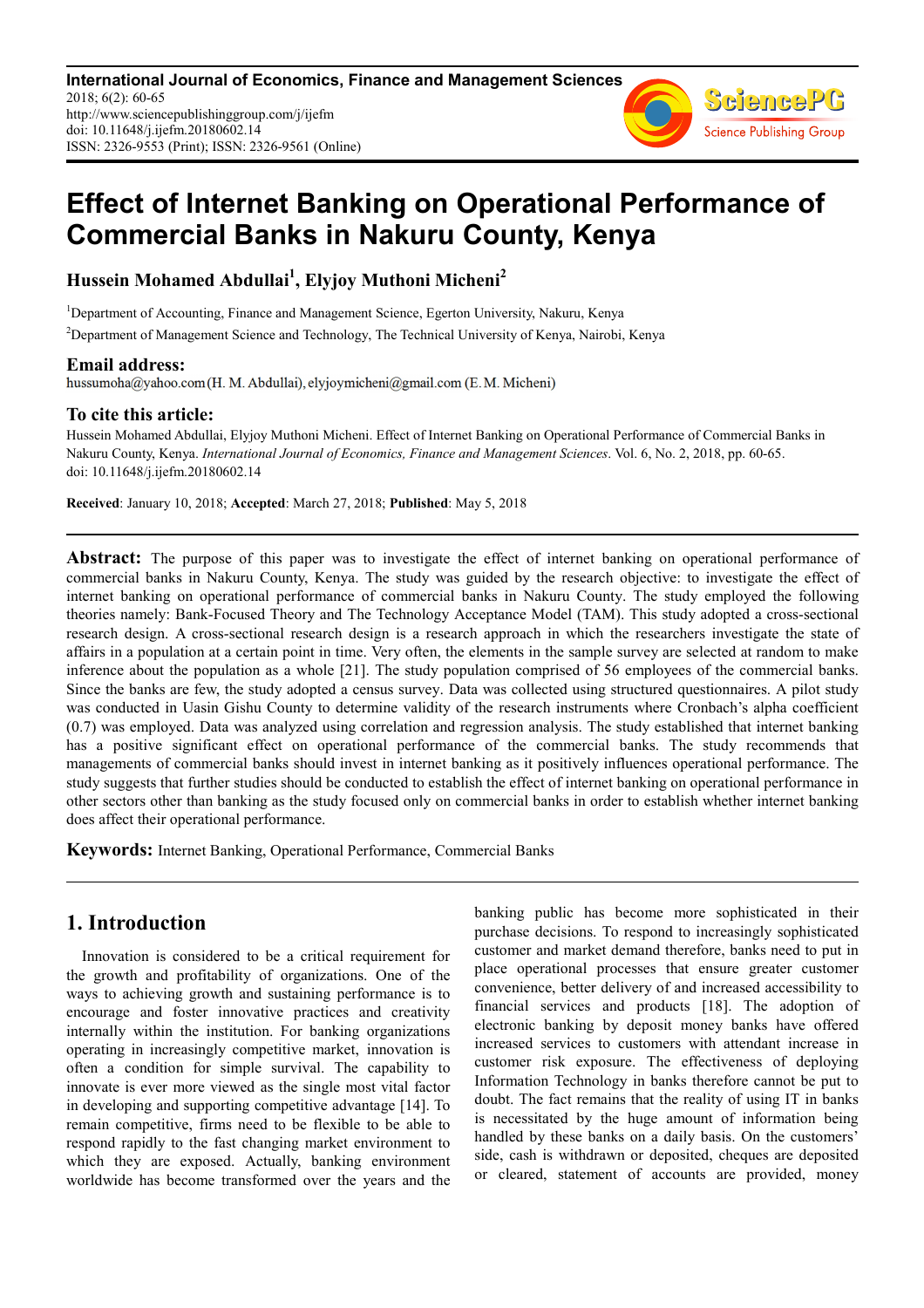# Effect of Internet Banking on Operational Performance of Commercial Banks in Nakuru County, Kenya

**Hussein Mohamed Abdullai[1], Elyjoy Muthoni Micheni[2]**

[1]Department of Accounting, Finance and Management Science, Egerton University, Nakuru, Kenya

[2]Department of Management Science and Technology, The Technical University of Kenya, Nairobi, Kenya

## Email address:

hussumoha@yahoo.com (H. M. Abdullai), elyjoymicheni@gmail.com (E. M. Micheni)

## To cite this article:

Hussein Mohamed Abdullai, Elyjoy Muthoni Micheni. Effect of Internet Banking on Operational Performance of Commercial Banks in Nakuru County, Kenya. *International Journal of Economics, Finance and Management Sciences*. Vol. 6, No. 2, 2018, pp. 60-65. doi: 10.11648/j.ijefm.20180602.14

**Received**: January 10, 2018; **Accepted**: March 27, 2018; **Published**: May 5, 2018

---

**Abstract:** The purpose of this paper was to investigate the effect of internet banking on operational performance of commercial banks in Nakuru County, Kenya. The study was guided by the research objective: to investigate the effect of internet banking on operational performance of commercial banks in Nakuru County. The study employed the following theories namely: Bank-Focused Theory and The Technology Acceptance Model (TAM). This study adopted a cross-sectional research design. A cross-sectional research design is a research approach in which the researchers investigate the state of affairs in a population at a certain point in time. Very often, the elements in the sample survey are selected at random to make inference about the population as a whole [21]. The study population comprised of 56 employees of the commercial banks. Since the banks are few, the study adopted a census survey. Data was collected using structured questionnaires. A pilot study was conducted in Uasin Gishu County to determine validity of the research instruments where Cronbach's alpha coefficient (0.7) was employed. Data was analyzed using correlation and regression analysis. The study established that internet banking has a positive significant effect on operational performance of the commercial banks. The study recommends that managements of commercial banks should invest in internet banking as it positively influences operational performance. The study suggests that further studies should be conducted to establish the effect of internet banking on operational performance in other sectors other than banking as the study focused only on commercial banks in order to establish whether internet banking does affect their operational performance.

**Keywords:** Internet Banking, Operational Performance, Commercial Banks

---

## 1. Introduction

Innovation is considered to be a critical requirement for the growth and profitability of organizations. One of the ways to achieving growth and sustaining performance is to encourage and foster innovative practices and creativity internally within the institution. For banking organizations operating in increasingly competitive market, innovation is often a condition for simple survival. The capability to innovate is ever more viewed as the single most vital factor in developing and supporting competitive advantage [14]. To remain competitive, firms need to be flexible to be able to respond rapidly to the fast changing market environment to which they are exposed. Actually, banking environment worldwide has become transformed over the years and the banking public has become more sophisticated in their purchase decisions. To respond to increasingly sophisticated customer and market demand therefore, banks need to put in place operational processes that ensure greater customer convenience, better delivery of and increased accessibility to financial services and products [18]. The adoption of electronic banking by deposit money banks have offered increased services to customers with attendant increase in customer risk exposure. The effectiveness of deploying Information Technology in banks therefore cannot be put to doubt. The fact remains that the reality of using IT in banks is necessitated by the huge amount of information being handled by these banks on a daily basis. On the customers' side, cash is withdrawn or deposited, cheques are deposited or cleared, statement of accounts are provided, money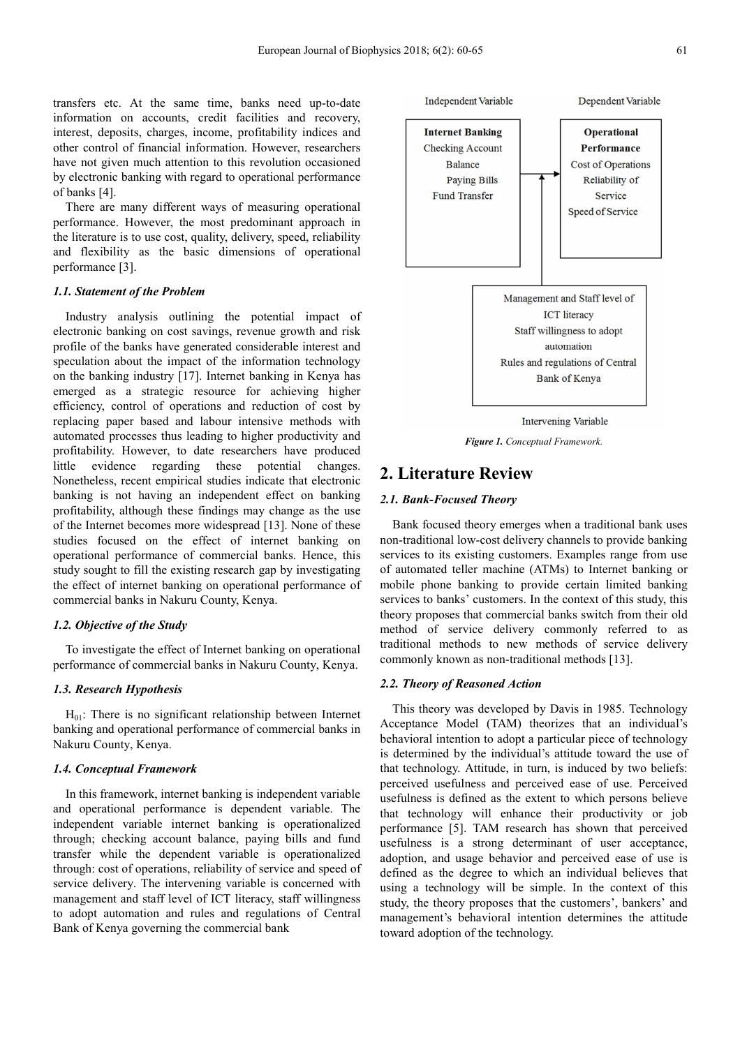transfers etc. At the same time, banks need up-to-date information on accounts, credit facilities and recovery, interest, deposits, charges, income, profitability indices and other control of financial information. However, researchers have not given much attention to this revolution occasioned by electronic banking with regard to operational performance of banks [4].

There are many different ways of measuring operational performance. However, the most predominant approach in the literature is to use cost, quality, delivery, speed, reliability and flexibility as the basic dimensions of operational performance [3].

### *1.1. Statement of the Problem*

Industry analysis outlining the potential impact of electronic banking on cost savings, revenue growth and risk profile of the banks have generated considerable interest and speculation about the impact of the information technology on the banking industry [17]. Internet banking in Kenya has emerged as a strategic resource for achieving higher efficiency, control of operations and reduction of cost by replacing paper based and labour intensive methods with automated processes thus leading to higher productivity and profitability. However, to date researchers have produced little evidence regarding these potential changes. Nonetheless, recent empirical studies indicate that electronic banking is not having an independent effect on banking profitability, although these findings may change as the use of the Internet becomes more widespread [13]. None of these studies focused on the effect of internet banking on operational performance of commercial banks. Hence, this study sought to fill the existing research gap by investigating the effect of internet banking on operational performance of commercial banks in Nakuru County, Kenya.

### *1.2. Objective of the Study*

To investigate the effect of Internet banking on operational performance of commercial banks in Nakuru County, Kenya.

### *1.3. Research Hypothesis*

$H_{01}$: There is no significant relationship between Internet banking and operational performance of commercial banks in Nakuru County, Kenya.

### *1.4. Conceptual Framework*

In this framework, internet banking is independent variable and operational performance is dependent variable. The independent variable internet banking is operationalized through; checking account balance, paying bills and fund transfer while the dependent variable is operationalized through: cost of operations, reliability of service and speed of service delivery. The intervening variable is concerned with management and staff level of ICT literacy, staff willingness to adopt automation and rules and regulations of Central Bank of Kenya governing the commercial bank

Independent Variable: **Internet Banking** — Checking Account Balance; Paying Bills; Fund Transfer

Dependent Variable: **Operational Performance** — Cost of Operations; Reliability of Service; Speed of Service

Intervening Variable: Management and Staff level of ICT literacy; Staff willingness to adopt automation; Rules and regulations of Central Bank of Kenya

***Figure 1.*** *Conceptual Framework.*

## 2. Literature Review

### *2.1. Bank-Focused Theory*

Bank focused theory emerges when a traditional bank uses non-traditional low-cost delivery channels to provide banking services to its existing customers. Examples range from use of automated teller machine (ATMs) to Internet banking or mobile phone banking to provide certain limited banking services to banks' customers. In the context of this study, this theory proposes that commercial banks switch from their old method of service delivery commonly referred to as traditional methods to new methods of service delivery commonly known as non-traditional methods [13].

### *2.2. Theory of Reasoned Action*

This theory was developed by Davis in 1985. Technology Acceptance Model (TAM) theorizes that an individual's behavioral intention to adopt a particular piece of technology is determined by the individual's attitude toward the use of that technology. Attitude, in turn, is induced by two beliefs: perceived usefulness and perceived ease of use. Perceived usefulness is defined as the extent to which persons believe that technology will enhance their productivity or job performance [5]. TAM research has shown that perceived usefulness is a strong determinant of user acceptance, adoption, and usage behavior and perceived ease of use is defined as the degree to which an individual believes that using a technology will be simple. In the context of this study, the theory proposes that the customers', bankers' and management's behavioral intention determines the attitude toward adoption of the technology.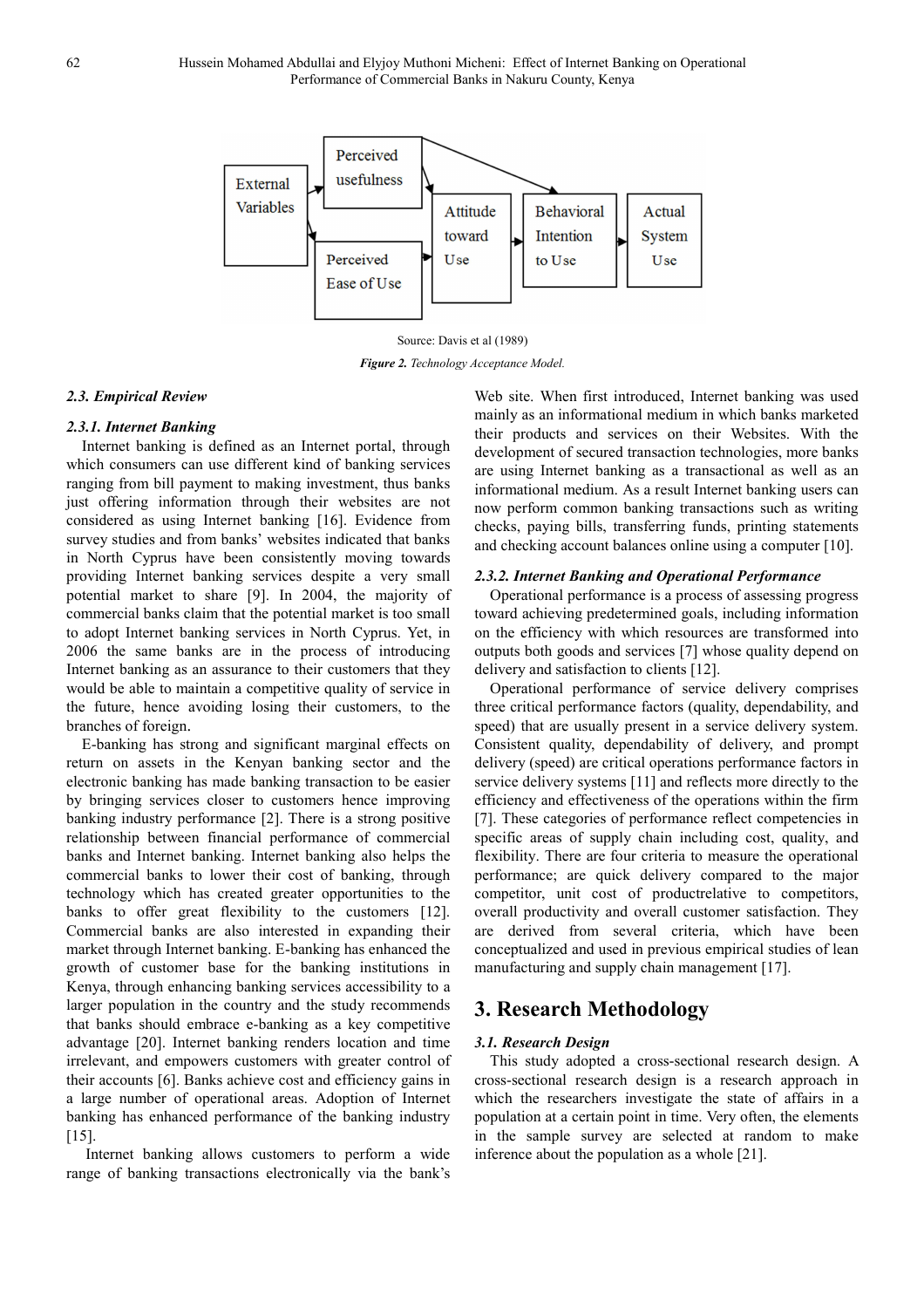Source: Davis et al (1989)

***Figure 2.** Technology Acceptance Model.*

### *2.3. Empirical Review*

#### *2.3.1. Internet Banking*

Internet banking is defined as an Internet portal, through which consumers can use different kind of banking services ranging from bill payment to making investment, thus banks just offering information through their websites are not considered as using Internet banking [16]. Evidence from survey studies and from banks' websites indicated that banks in North Cyprus have been consistently moving towards providing Internet banking services despite a very small potential market to share [9]. In 2004, the majority of commercial banks claim that the potential market is too small to adopt Internet banking services in North Cyprus. Yet, in 2006 the same banks are in the process of introducing Internet banking as an assurance to their customers that they would be able to maintain a competitive quality of service in the future, hence avoiding losing their customers, to the branches of foreign.

E-banking has strong and significant marginal effects on return on assets in the Kenyan banking sector and the electronic banking has made banking transaction to be easier by bringing services closer to customers hence improving banking industry performance [2]. There is a strong positive relationship between financial performance of commercial banks and Internet banking. Internet banking also helps the commercial banks to lower their cost of banking, through technology which has created greater opportunities to the banks to offer great flexibility to the customers [12]. Commercial banks are also interested in expanding their market through Internet banking. E-banking has enhanced the growth of customer base for the banking institutions in Kenya, through enhancing banking services accessibility to a larger population in the country and the study recommends that banks should embrace e-banking as a key competitive advantage [20]. Internet banking renders location and time irrelevant, and empowers customers with greater control of their accounts [6]. Banks achieve cost and efficiency gains in a large number of operational areas. Adoption of Internet banking has enhanced performance of the banking industry [15].

Internet banking allows customers to perform a wide range of banking transactions electronically via the bank's Web site. When first introduced, Internet banking was used mainly as an informational medium in which banks marketed their products and services on their Websites. With the development of secured transaction technologies, more banks are using Internet banking as a transactional as well as an informational medium. As a result Internet banking users can now perform common banking transactions such as writing checks, paying bills, transferring funds, printing statements and checking account balances online using a computer [10].

#### *2.3.2. Internet Banking and Operational Performance*

Operational performance is a process of assessing progress toward achieving predetermined goals, including information on the efficiency with which resources are transformed into outputs both goods and services [7] whose quality depend on delivery and satisfaction to clients [12].

Operational performance of service delivery comprises three critical performance factors (quality, dependability, and speed) that are usually present in a service delivery system. Consistent quality, dependability of delivery, and prompt delivery (speed) are critical operations performance factors in service delivery systems [11] and reflects more directly to the efficiency and effectiveness of the operations within the firm [7]. These categories of performance reflect competencies in specific areas of supply chain including cost, quality, and flexibility. There are four criteria to measure the operational performance; are quick delivery compared to the major competitor, unit cost of productrelative to competitors, overall productivity and overall customer satisfaction. They are derived from several criteria, which have been conceptualized and used in previous empirical studies of lean manufacturing and supply chain management [17].

## 3. Research Methodology

### *3.1. Research Design*

This study adopted a cross-sectional research design. A cross-sectional research design is a research approach in which the researchers investigate the state of affairs in a population at a certain point in time. Very often, the elements in the sample survey are selected at random to make inference about the population as a whole [21].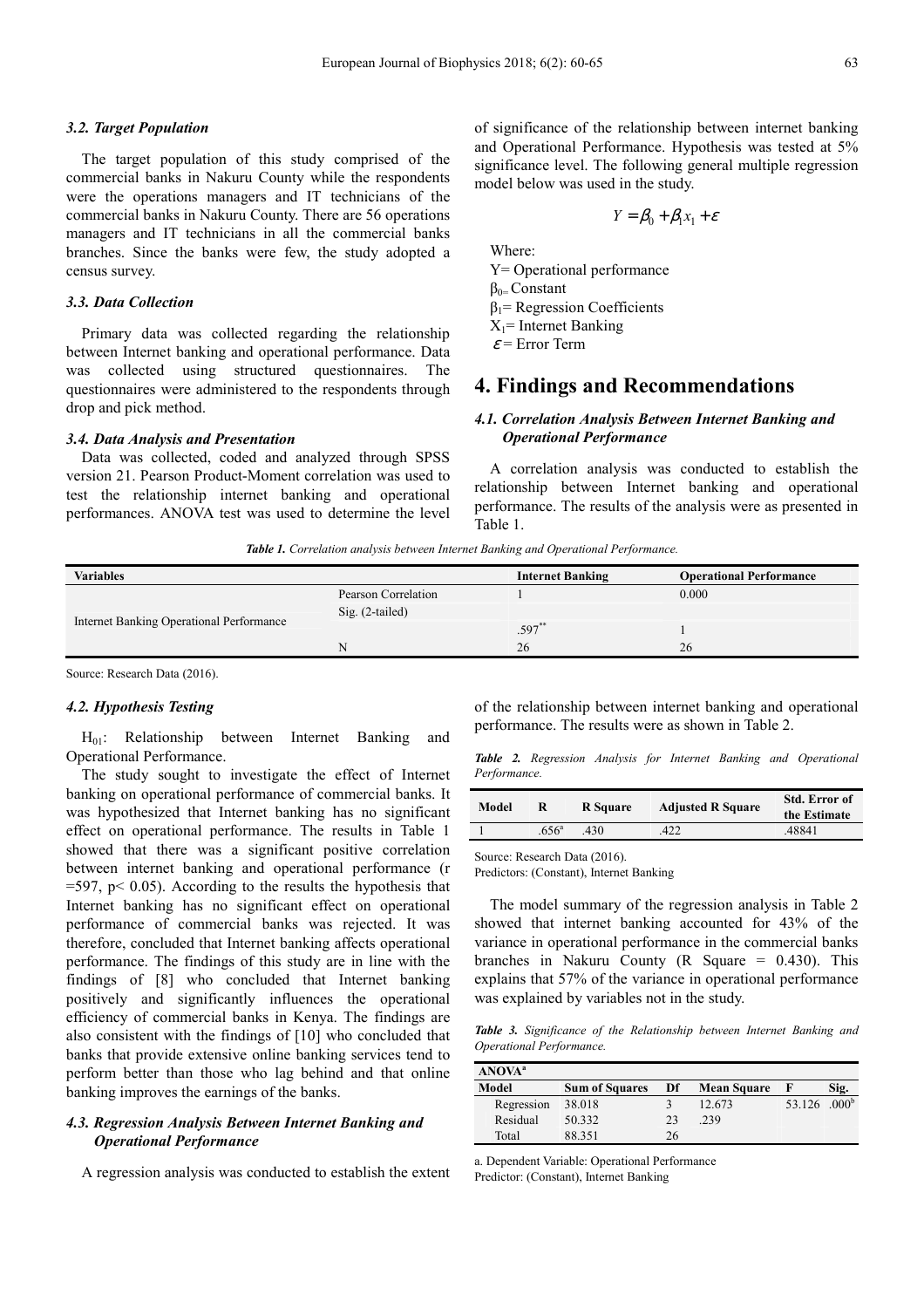### 3.2. Target Population

The target population of this study comprised of the commercial banks in Nakuru County while the respondents were the operations managers and IT technicians of the commercial banks in Nakuru County. There are 56 operations managers and IT technicians in all the commercial banks branches. Since the banks were few, the study adopted a census survey.

### 3.3. Data Collection

Primary data was collected regarding the relationship between Internet banking and operational performance. Data was collected using structured questionnaires. The questionnaires were administered to the respondents through drop and pick method.

### 3.4. Data Analysis and Presentation

Data was collected, coded and analyzed through SPSS version 21. Pearson Product-Moment correlation was used to test the relationship internet banking and operational performances. ANOVA test was used to determine the level of significance of the relationship between internet banking and Operational Performance. Hypothesis was tested at 5% significance level. The following general multiple regression model below was used in the study.

$$Y = \beta_0 + \beta_1 x_1 + \varepsilon$$

Where:
Y= Operational performance
$\beta_0$= Constant
$\beta_1$= Regression Coefficients
$X_1$= Internet Banking
$\varepsilon$= Error Term

## 4. Findings and Recommendations

### 4.1. Correlation Analysis Between Internet Banking and Operational Performance

A correlation analysis was conducted to establish the relationship between Internet banking and operational performance. The results of the analysis were as presented in Table 1.

***Table 1.*** *Correlation analysis between Internet Banking and Operational Performance.*

| Variables | | Internet Banking | Operational Performance |
|---|---|---|---|
| Internet Banking Operational Performance | Pearson Correlation | 1 | 0.000 |
| | Sig. (2-tailed) | | |
| | | .597** | 1 |
| | N | 26 | 26 |

Source: Research Data (2016).

### 4.2. Hypothesis Testing

$H_{01}$: Relationship between Internet Banking and Operational Performance.

The study sought to investigate the effect of Internet banking on operational performance of commercial banks. It was hypothesized that Internet banking has no significant effect on operational performance. The results in Table 1 showed that there was a significant positive correlation between internet banking and operational performance ($r = 597$, $p < 0.05$). According to the results the hypothesis that Internet banking has no significant effect on operational performance of commercial banks was rejected. It was therefore, concluded that Internet banking affects operational performance. The findings of this study are in line with the findings of [8] who concluded that Internet banking positively and significantly influences the operational efficiency of commercial banks in Kenya. The findings are also consistent with the findings of [10] who concluded that banks that provide extensive online banking services tend to perform better than those who lag behind and that online banking improves the earnings of the banks.

### 4.3. Regression Analysis Between Internet Banking and Operational Performance

A regression analysis was conducted to establish the extent of the relationship between internet banking and operational performance. The results were as shown in Table 2.

***Table 2.*** *Regression Analysis for Internet Banking and Operational Performance.*

| Model | R | R Square | Adjusted R Square | Std. Error of the Estimate |
|---|---|---|---|---|
| 1 | .656[a] | .430 | .422 | .48841 |

Source: Research Data (2016).
Predictors: (Constant), Internet Banking

The model summary of the regression analysis in Table 2 showed that internet banking accounted for 43% of the variance in operational performance in the commercial banks branches in Nakuru County (R Square = 0.430). This explains that 57% of the variance in operational performance was explained by variables not in the study.

***Table 3.*** *Significance of the Relationship between Internet Banking and Operational Performance.*

| ANOVA[a] | | | | | |
|---|---|---|---|---|---|
| Model | Sum of Squares | Df | Mean Square | F | Sig. |
| Regression | 38.018 | 3 | 12.673 | 53.126 | .000[b] |
| Residual | 50.332 | 23 | .239 | | |
| Total | 88.351 | 26 | | | |

a. Dependent Variable: Operational Performance
Predictor: (Constant), Internet Banking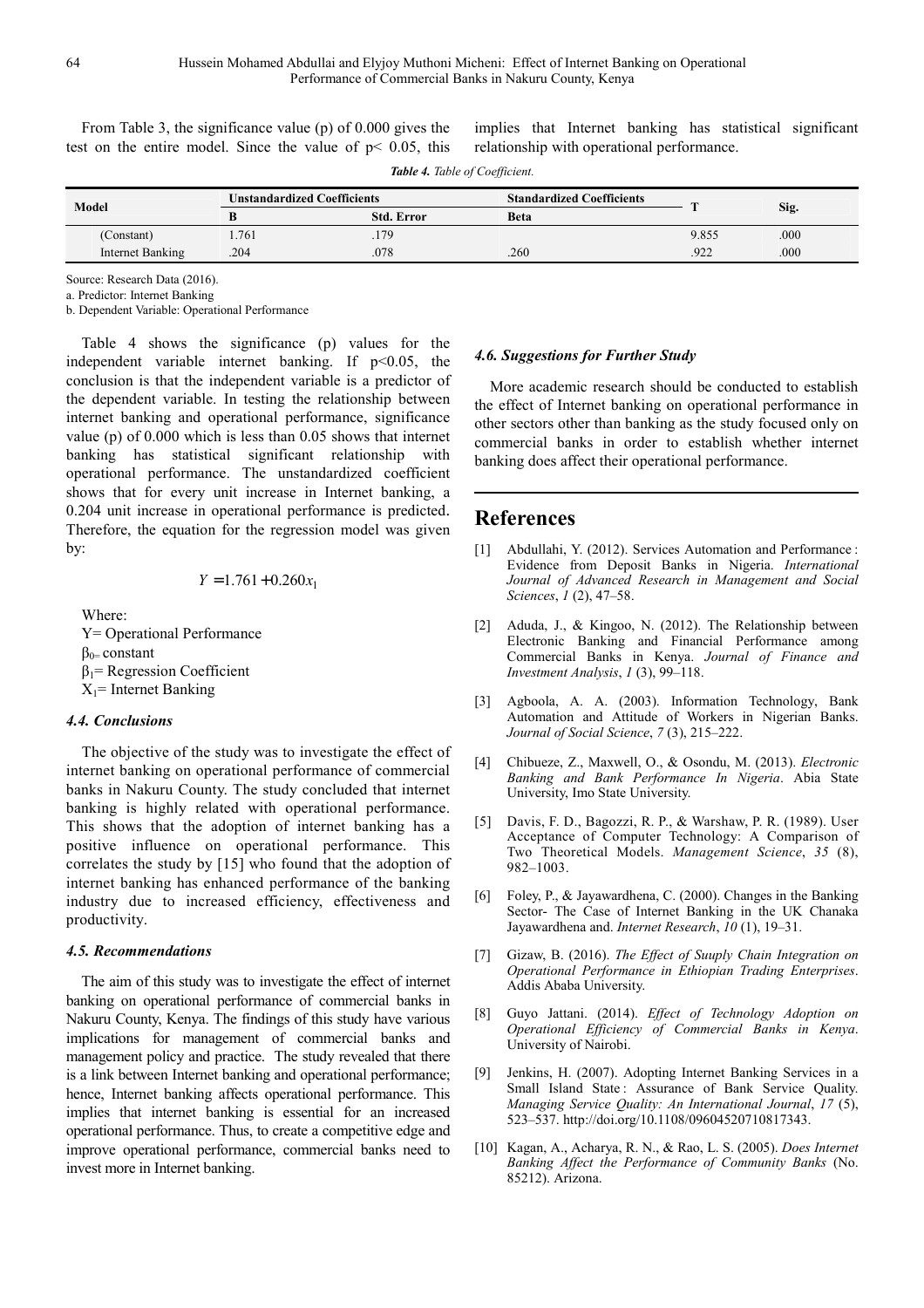From Table 3, the significance value (p) of 0.000 gives the test on the entire model. Since the value of $p < 0.05$, this implies that Internet banking has statistical significant relationship with operational performance.

***Table 4.*** *Table of Coefficient.*

| Model | Unstandardized Coefficients | | Standardized Coefficients | T | Sig. |
|---|---|---|---|---|---|
| | B | Std. Error | Beta | | |
| (Constant) | 1.761 | .179 | | 9.855 | .000 |
| Internet Banking | .204 | .078 | .260 | .922 | .000 |

Source: Research Data (2016).

a. Predictor: Internet Banking

b. Dependent Variable: Operational Performance

Table 4 shows the significance (p) values for the independent variable internet banking. If $p<0.05$, the conclusion is that the independent variable is a predictor of the dependent variable. In testing the relationship between internet banking and operational performance, significance value (p) of 0.000 which is less than 0.05 shows that internet banking has statistical significant relationship with operational performance. The unstandardized coefficient shows that for every unit increase in Internet banking, a 0.204 unit increase in operational performance is predicted. Therefore, the equation for the regression model was given by:

$$Y = 1.761 + 0.260 x_1$$

Where:

Y= Operational Performance

$\beta_0$= constant

$\beta_1$= Regression Coefficient

$X_1$= Internet Banking

### *4.4. Conclusions*

The objective of the study was to investigate the effect of internet banking on operational performance of commercial banks in Nakuru County. The study concluded that internet banking is highly related with operational performance. This shows that the adoption of internet banking has a positive influence on operational performance. This correlates the study by [15] who found that the adoption of internet banking has enhanced performance of the banking industry due to increased efficiency, effectiveness and productivity.

### *4.5. Recommendations*

The aim of this study was to investigate the effect of internet banking on operational performance of commercial banks in Nakuru County, Kenya. The findings of this study have various implications for management of commercial banks and management policy and practice. The study revealed that there is a link between Internet banking and operational performance; hence, Internet banking affects operational performance. This implies that internet banking is essential for an increased operational performance. Thus, to create a competitive edge and improve operational performance, commercial banks need to invest more in Internet banking.

### *4.6. Suggestions for Further Study*

More academic research should be conducted to establish the effect of Internet banking on operational performance in other sectors other than banking as the study focused only on commercial banks in order to establish whether internet banking does affect their operational performance.

## References

[1] Abdullahi, Y. (2012). Services Automation and Performance : Evidence from Deposit Banks in Nigeria. *International Journal of Advanced Research in Management and Social Sciences*, *1* (2), 47–58.

[2] Aduda, J., & Kingoo, N. (2012). The Relationship between Electronic Banking and Financial Performance among Commercial Banks in Kenya. *Journal of Finance and Investment Analysis*, *1* (3), 99–118.

[3] Agboola, A. A. (2003). Information Technology, Bank Automation and Attitude of Workers in Nigerian Banks. *Journal of Social Science*, *7* (3), 215–222.

[4] Chibueze, Z., Maxwell, O., & Osondu, M. (2013). *Electronic Banking and Bank Performance In Nigeria*. Abia State University, Imo State University.

[5] Davis, F. D., Bagozzi, R. P., & Warshaw, P. R. (1989). User Acceptance of Computer Technology: A Comparison of Two Theoretical Models. *Management Science*, *35* (8), 982–1003.

[6] Foley, P., & Jayawardhena, C. (2000). Changes in the Banking Sector- The Case of Internet Banking in the UK Chanaka Jayawardhena and. *Internet Research*, *10* (1), 19–31.

[7] Gizaw, B. (2016). *The Effect of Suuply Chain Integration on Operational Performance in Ethiopian Trading Enterprises*. Addis Ababa University.

[8] Guyo Jattani. (2014). *Effect of Technology Adoption on Operational Efficiency of Commercial Banks in Kenya*. University of Nairobi.

[9] Jenkins, H. (2007). Adopting Internet Banking Services in a Small Island State : Assurance of Bank Service Quality. *Managing Service Quality: An International Journal*, *17* (5), 523–537. http://doi.org/10.1108/09604520710817343.

[10] Kagan, A., Acharya, R. N., & Rao, L. S. (2005). *Does Internet Banking Affect the Performance of Community Banks* (No. 85212). Arizona.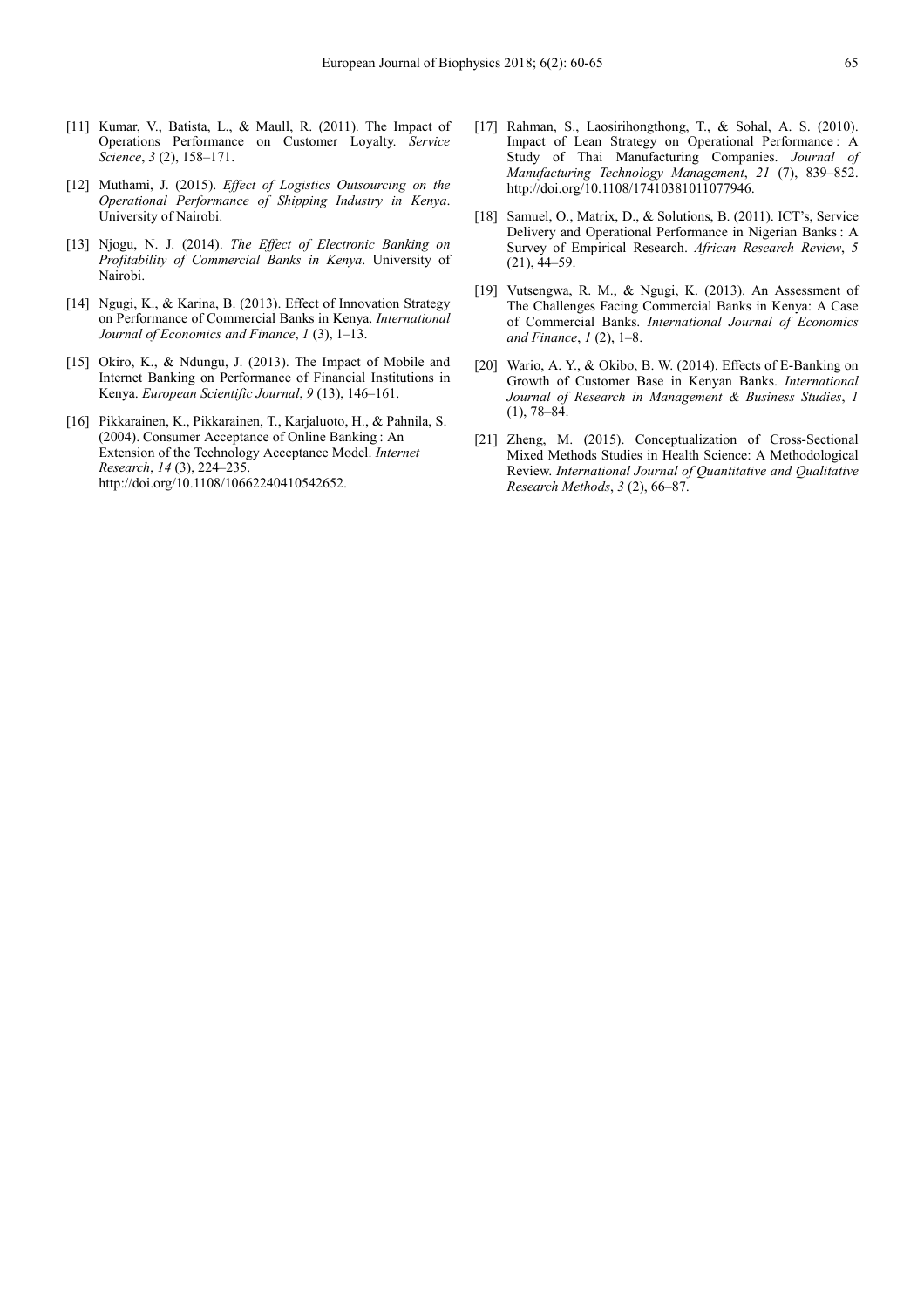[11] Kumar, V., Batista, L., & Maull, R. (2011). The Impact of Operations Performance on Customer Loyalty. *Service Science*, *3* (2), 158–171.

[12] Muthami, J. (2015). *Effect of Logistics Outsourcing on the Operational Performance of Shipping Industry in Kenya*. University of Nairobi.

[13] Njogu, N. J. (2014). *The Effect of Electronic Banking on Profitability of Commercial Banks in Kenya*. University of Nairobi.

[14] Ngugi, K., & Karina, B. (2013). Effect of Innovation Strategy on Performance of Commercial Banks in Kenya. *International Journal of Economics and Finance*, *1* (3), 1–13.

[15] Okiro, K., & Ndungu, J. (2013). The Impact of Mobile and Internet Banking on Performance of Financial Institutions in Kenya. *European Scientific Journal*, *9* (13), 146–161.

[16] Pikkarainen, K., Pikkarainen, T., Karjaluoto, H., & Pahnila, S. (2004). Consumer Acceptance of Online Banking : An Extension of the Technology Acceptance Model. *Internet Research*, *14* (3), 224–235. http://doi.org/10.1108/10662240410542652.

[17] Rahman, S., Laosirihongthong, T., & Sohal, A. S. (2010). Impact of Lean Strategy on Operational Performance : A Study of Thai Manufacturing Companies. *Journal of Manufacturing Technology Management*, *21* (7), 839–852. http://doi.org/10.1108/17410381011077946.

[18] Samuel, O., Matrix, D., & Solutions, B. (2011). ICT's, Service Delivery and Operational Performance in Nigerian Banks : A Survey of Empirical Research. *African Research Review*, *5* (21), 44–59.

[19] Vutsengwa, R. M., & Ngugi, K. (2013). An Assessment of The Challenges Facing Commercial Banks in Kenya: A Case of Commercial Banks. *International Journal of Economics and Finance*, *1* (2), 1–8.

[20] Wario, A. Y., & Okibo, B. W. (2014). Effects of E-Banking on Growth of Customer Base in Kenyan Banks. *International Journal of Research in Management & Business Studies*, *1* (1), 78–84.

[21] Zheng, M. (2015). Conceptualization of Cross-Sectional Mixed Methods Studies in Health Science: A Methodological Review. *International Journal of Quantitative and Qualitative Research Methods*, *3* (2), 66–87.